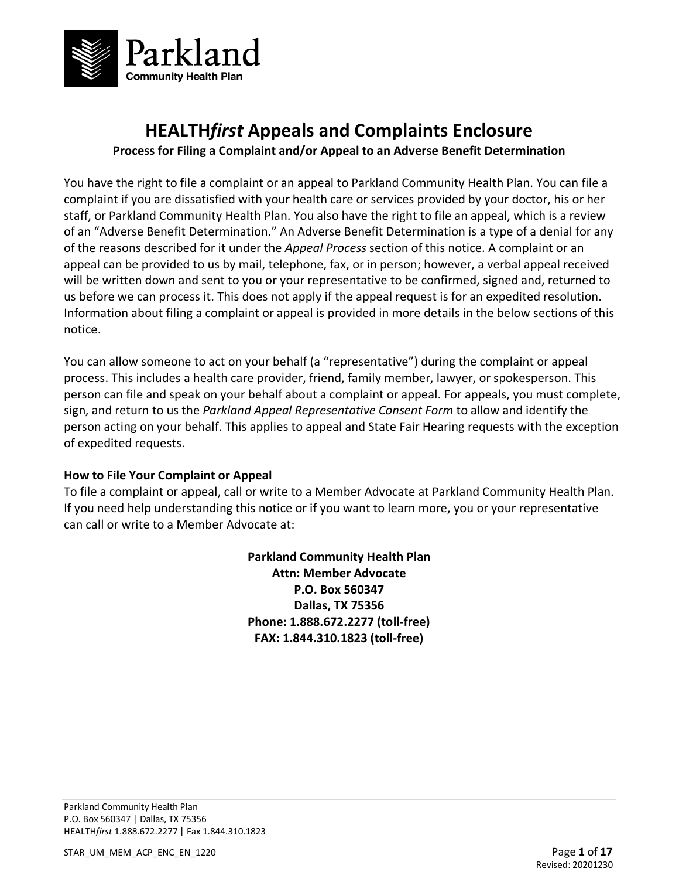Parkland
Community Health Plan

# HEALTH*first* Appeals and Complaints Enclosure

**Process for Filing a Complaint and/or Appeal to an Adverse Benefit Determination**

You have the right to file a complaint or an appeal to Parkland Community Health Plan. You can file a complaint if you are dissatisfied with your health care or services provided by your doctor, his or her staff, or Parkland Community Health Plan. You also have the right to file an appeal, which is a review of an "Adverse Benefit Determination." An Adverse Benefit Determination is a type of a denial for any of the reasons described for it under the *Appeal Process* section of this notice. A complaint or an appeal can be provided to us by mail, telephone, fax, or in person; however, a verbal appeal received will be written down and sent to you or your representative to be confirmed, signed and, returned to us before we can process it. This does not apply if the appeal request is for an expedited resolution. Information about filing a complaint or appeal is provided in more details in the below sections of this notice.

You can allow someone to act on your behalf (a "representative") during the complaint or appeal process. This includes a health care provider, friend, family member, lawyer, or spokesperson. This person can file and speak on your behalf about a complaint or appeal. For appeals, you must complete, sign, and return to us the *Parkland Appeal Representative Consent Form* to allow and identify the person acting on your behalf. This applies to appeal and State Fair Hearing requests with the exception of expedited requests.

**How to File Your Complaint or Appeal**

To file a complaint or appeal, call or write to a Member Advocate at Parkland Community Health Plan. If you need help understanding this notice or if you want to learn more, you or your representative can call or write to a Member Advocate at:

**Parkland Community Health Plan**
**Attn: Member Advocate**
**P.O. Box 560347**
**Dallas, TX 75356**
**Phone: 1.888.672.2277 (toll-free)**
**FAX: 1.844.310.1823 (toll-free)**

Parkland Community Health Plan
P.O. Box 560347 | Dallas, TX 75356
HEALTH*first* 1.888.672.2277 | Fax 1.844.310.1823

STAR_UM_MEM_ACP_ENC_EN_1220

Revised: 20201230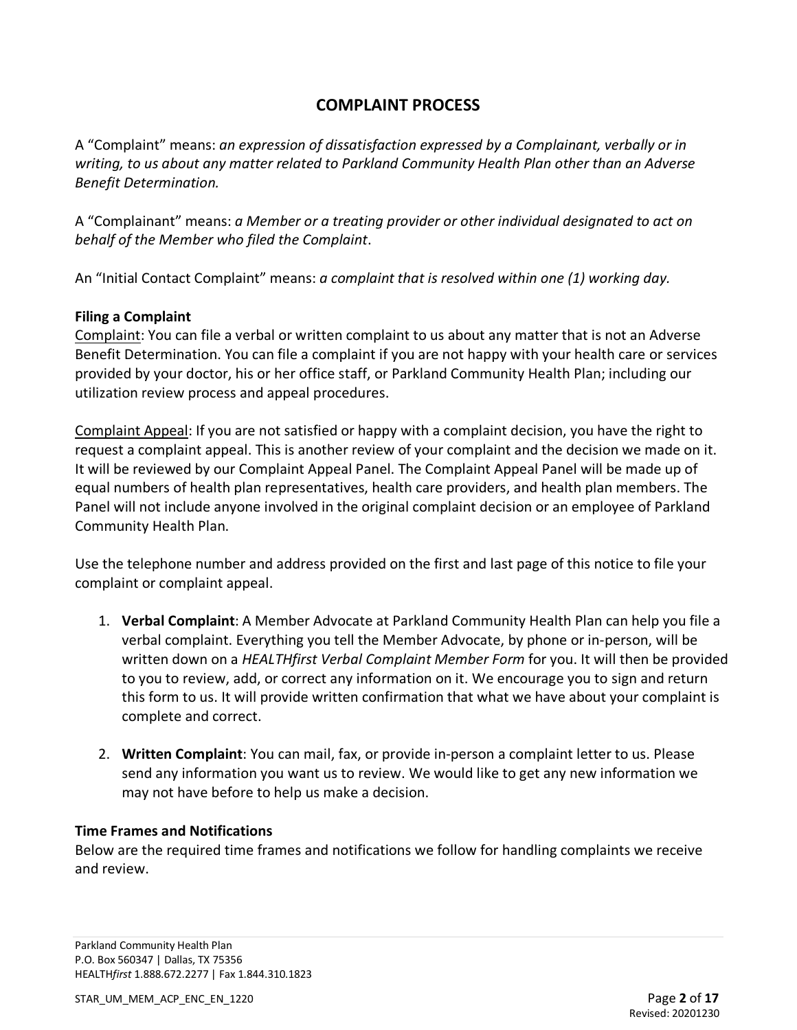## COMPLAINT PROCESS

A "Complaint" means: *an expression of dissatisfaction expressed by a Complainant, verbally or in writing, to us about any matter related to Parkland Community Health Plan other than an Adverse Benefit Determination.*

A "Complainant" means: *a Member or a treating provider or other individual designated to act on behalf of the Member who filed the Complaint*.

An "Initial Contact Complaint" means: *a complaint that is resolved within one (1) working day.*

### Filing a Complaint

Complaint: You can file a verbal or written complaint to us about any matter that is not an Adverse Benefit Determination. You can file a complaint if you are not happy with your health care or services provided by your doctor, his or her office staff, or Parkland Community Health Plan; including our utilization review process and appeal procedures.

Complaint Appeal: If you are not satisfied or happy with a complaint decision, you have the right to request a complaint appeal. This is another review of your complaint and the decision we made on it. It will be reviewed by our Complaint Appeal Panel. The Complaint Appeal Panel will be made up of equal numbers of health plan representatives, health care providers, and health plan members. The Panel will not include anyone involved in the original complaint decision or an employee of Parkland Community Health Plan.

Use the telephone number and address provided on the first and last page of this notice to file your complaint or complaint appeal.

1. **Verbal Complaint**: A Member Advocate at Parkland Community Health Plan can help you file a verbal complaint. Everything you tell the Member Advocate, by phone or in-person, will be written down on a *HEALTHfirst Verbal Complaint Member Form* for you. It will then be provided to you to review, add, or correct any information on it. We encourage you to sign and return this form to us. It will provide written confirmation that what we have about your complaint is complete and correct.

2. **Written Complaint**: You can mail, fax, or provide in-person a complaint letter to us. Please send any information you want us to review. We would like to get any new information we may not have before to help us make a decision.

### Time Frames and Notifications

Below are the required time frames and notifications we follow for handling complaints we receive and review.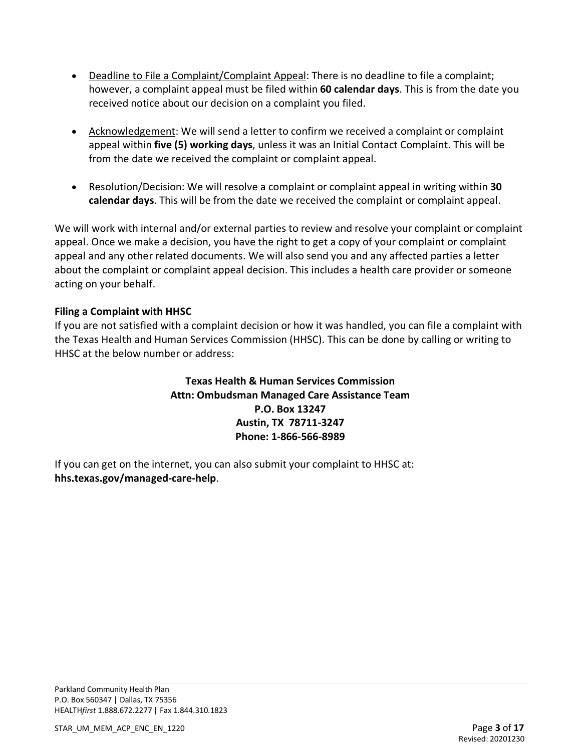- Deadline to File a Complaint/Complaint Appeal: There is no deadline to file a complaint; however, a complaint appeal must be filed within **60 calendar days**. This is from the date you received notice about our decision on a complaint you filed.

- Acknowledgement: We will send a letter to confirm we received a complaint or complaint appeal within **five (5) working days**, unless it was an Initial Contact Complaint. This will be from the date we received the complaint or complaint appeal.

- Resolution/Decision: We will resolve a complaint or complaint appeal in writing within **30 calendar days**. This will be from the date we received the complaint or complaint appeal.

We will work with internal and/or external parties to review and resolve your complaint or complaint appeal. Once we make a decision, you have the right to get a copy of your complaint or complaint appeal and any other related documents. We will also send you and any affected parties a letter about the complaint or complaint appeal decision. This includes a health care provider or someone acting on your behalf.

**Filing a Complaint with HHSC**

If you are not satisfied with a complaint decision or how it was handled, you can file a complaint with the Texas Health and Human Services Commission (HHSC). This can be done by calling or writing to HHSC at the below number or address:

**Texas Health & Human Services Commission**
**Attn: Ombudsman Managed Care Assistance Team**
**P.O. Box 13247**
**Austin, TX 78711-3247**
**Phone: 1-866-566-8989**

If you can get on the internet, you can also submit your complaint to HHSC at: **hhs.texas.gov/managed-care-help**.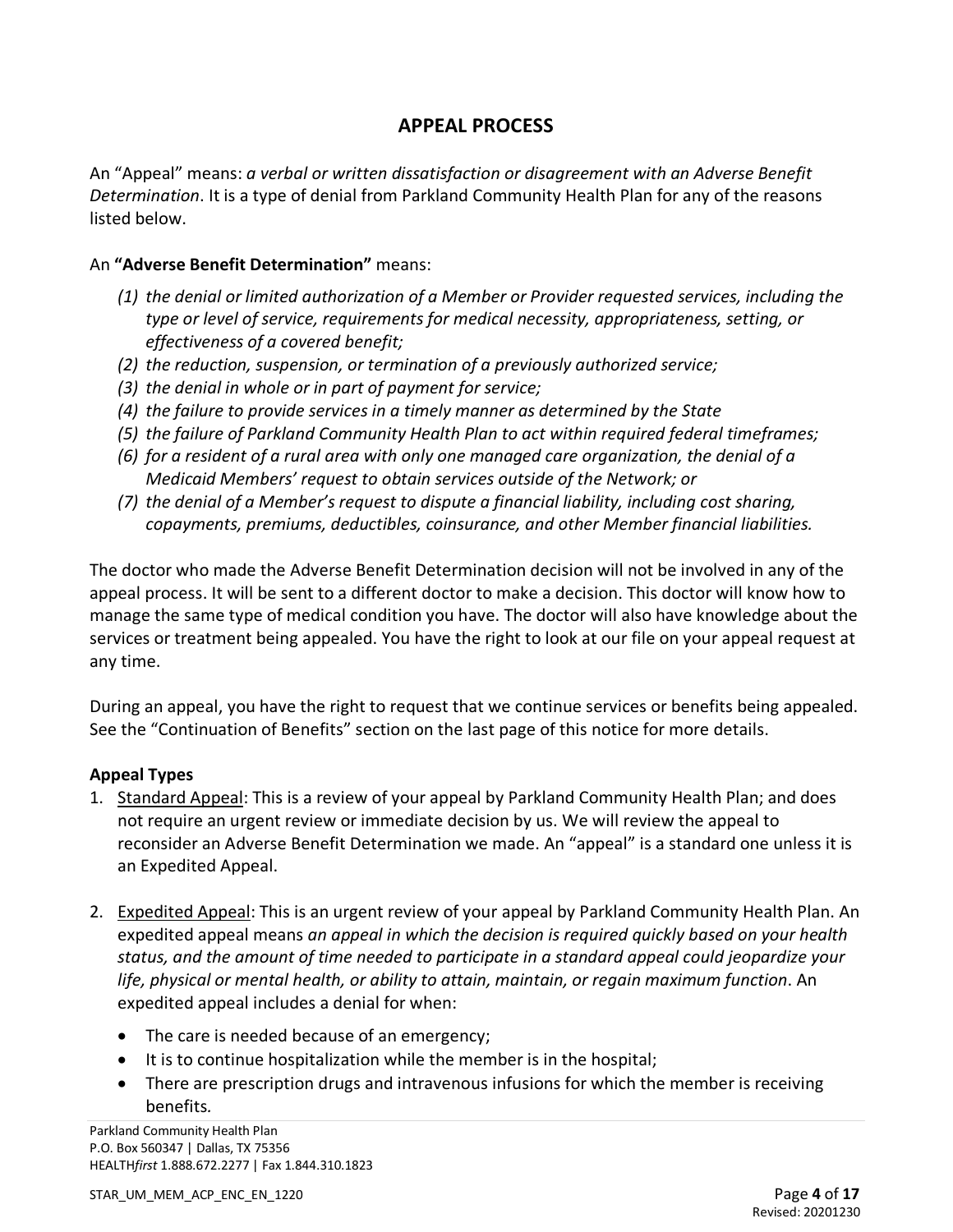## APPEAL PROCESS

An "Appeal" means: *a verbal or written dissatisfaction or disagreement with an Adverse Benefit Determination*. It is a type of denial from Parkland Community Health Plan for any of the reasons listed below.

An **"Adverse Benefit Determination"** means:

*(1) the denial or limited authorization of a Member or Provider requested services, including the type or level of service, requirements for medical necessity, appropriateness, setting, or effectiveness of a covered benefit;*
*(2) the reduction, suspension, or termination of a previously authorized service;*
*(3) the denial in whole or in part of payment for service;*
*(4) the failure to provide services in a timely manner as determined by the State*
*(5) the failure of Parkland Community Health Plan to act within required federal timeframes;*
*(6) for a resident of a rural area with only one managed care organization, the denial of a Medicaid Members' request to obtain services outside of the Network; or*
*(7) the denial of a Member's request to dispute a financial liability, including cost sharing, copayments, premiums, deductibles, coinsurance, and other Member financial liabilities.*

The doctor who made the Adverse Benefit Determination decision will not be involved in any of the appeal process. It will be sent to a different doctor to make a decision. This doctor will know how to manage the same type of medical condition you have. The doctor will also have knowledge about the services or treatment being appealed. You have the right to look at our file on your appeal request at any time.

During an appeal, you have the right to request that we continue services or benefits being appealed. See the "Continuation of Benefits" section on the last page of this notice for more details.

**Appeal Types**

1. Standard Appeal: This is a review of your appeal by Parkland Community Health Plan; and does not require an urgent review or immediate decision by us. We will review the appeal to reconsider an Adverse Benefit Determination we made. An "appeal" is a standard one unless it is an Expedited Appeal.

2. Expedited Appeal: This is an urgent review of your appeal by Parkland Community Health Plan. An expedited appeal means *an appeal in which the decision is required quickly based on your health status, and the amount of time needed to participate in a standard appeal could jeopardize your life, physical or mental health, or ability to attain, maintain, or regain maximum function*. An expedited appeal includes a denial for when:

   - The care is needed because of an emergency;
   - It is to continue hospitalization while the member is in the hospital;
   - There are prescription drugs and intravenous infusions for which the member is receiving benefits.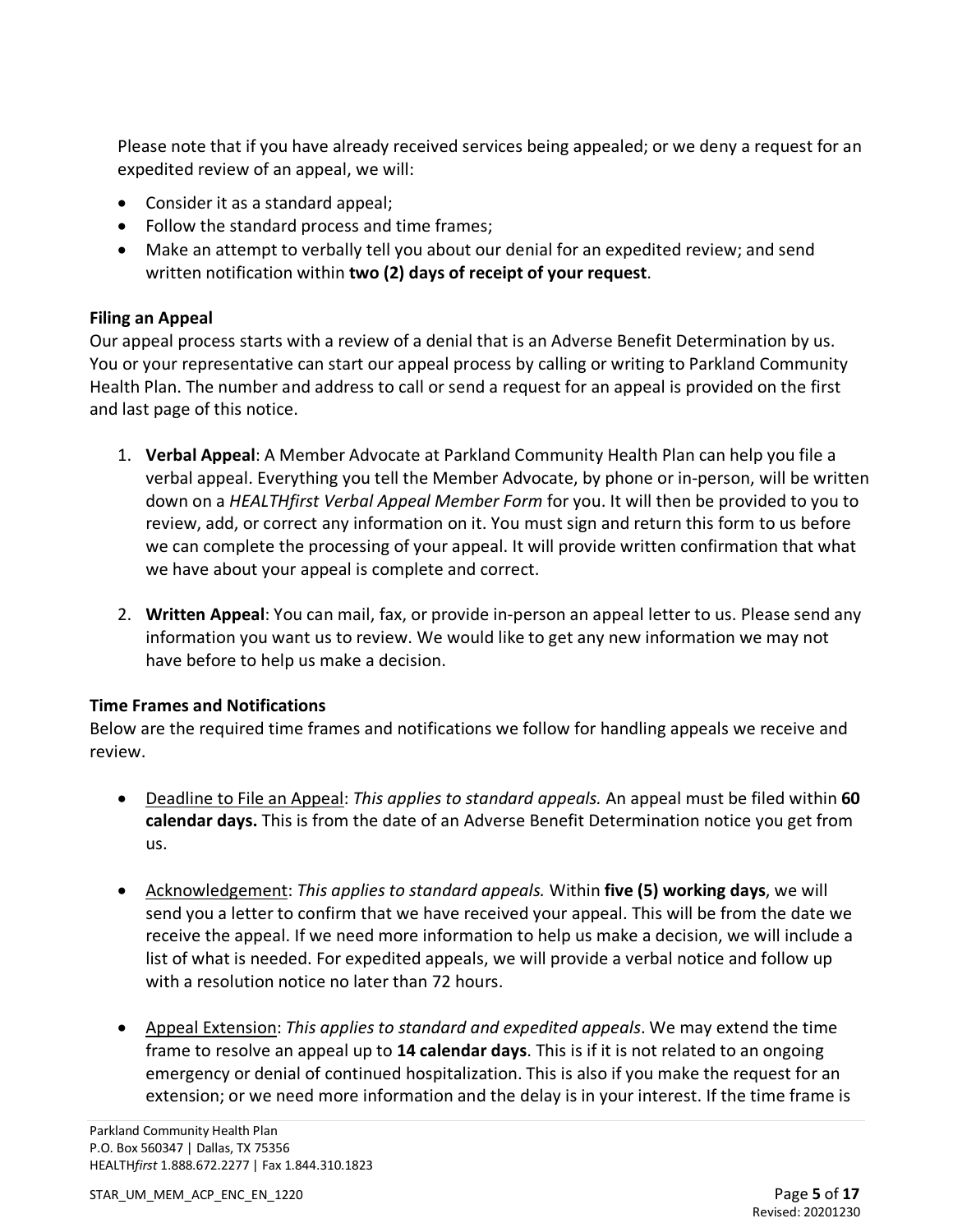Please note that if you have already received services being appealed; or we deny a request for an expedited review of an appeal, we will:

- Consider it as a standard appeal;
- Follow the standard process and time frames;
- Make an attempt to verbally tell you about our denial for an expedited review; and send written notification within **two (2) days of receipt of your request**.

**Filing an Appeal**

Our appeal process starts with a review of a denial that is an Adverse Benefit Determination by us. You or your representative can start our appeal process by calling or writing to Parkland Community Health Plan. The number and address to call or send a request for an appeal is provided on the first and last page of this notice.

1. **Verbal Appeal**: A Member Advocate at Parkland Community Health Plan can help you file a verbal appeal. Everything you tell the Member Advocate, by phone or in-person, will be written down on a *HEALTHfirst Verbal Appeal Member Form* for you. It will then be provided to you to review, add, or correct any information on it. You must sign and return this form to us before we can complete the processing of your appeal. It will provide written confirmation that what we have about your appeal is complete and correct.

2. **Written Appeal**: You can mail, fax, or provide in-person an appeal letter to us. Please send any information you want us to review. We would like to get any new information we may not have before to help us make a decision.

**Time Frames and Notifications**

Below are the required time frames and notifications we follow for handling appeals we receive and review.

- Deadline to File an Appeal: *This applies to standard appeals.* An appeal must be filed within **60 calendar days.** This is from the date of an Adverse Benefit Determination notice you get from us.

- Acknowledgement: *This applies to standard appeals.* Within **five (5) working days**, we will send you a letter to confirm that we have received your appeal. This will be from the date we receive the appeal. If we need more information to help us make a decision, we will include a list of what is needed. For expedited appeals, we will provide a verbal notice and follow up with a resolution notice no later than 72 hours.

- Appeal Extension: *This applies to standard and expedited appeals*. We may extend the time frame to resolve an appeal up to **14 calendar days**. This is if it is not related to an ongoing emergency or denial of continued hospitalization. This is also if you make the request for an extension; or we need more information and the delay is in your interest. If the time frame is

Parkland Community Health Plan
P.O. Box 560347 | Dallas, TX 75356
HEALTH*first* 1.888.672.2277 | Fax 1.844.310.1823

STAR_UM_MEM_ACP_ENC_EN_1220

Revised: 20201230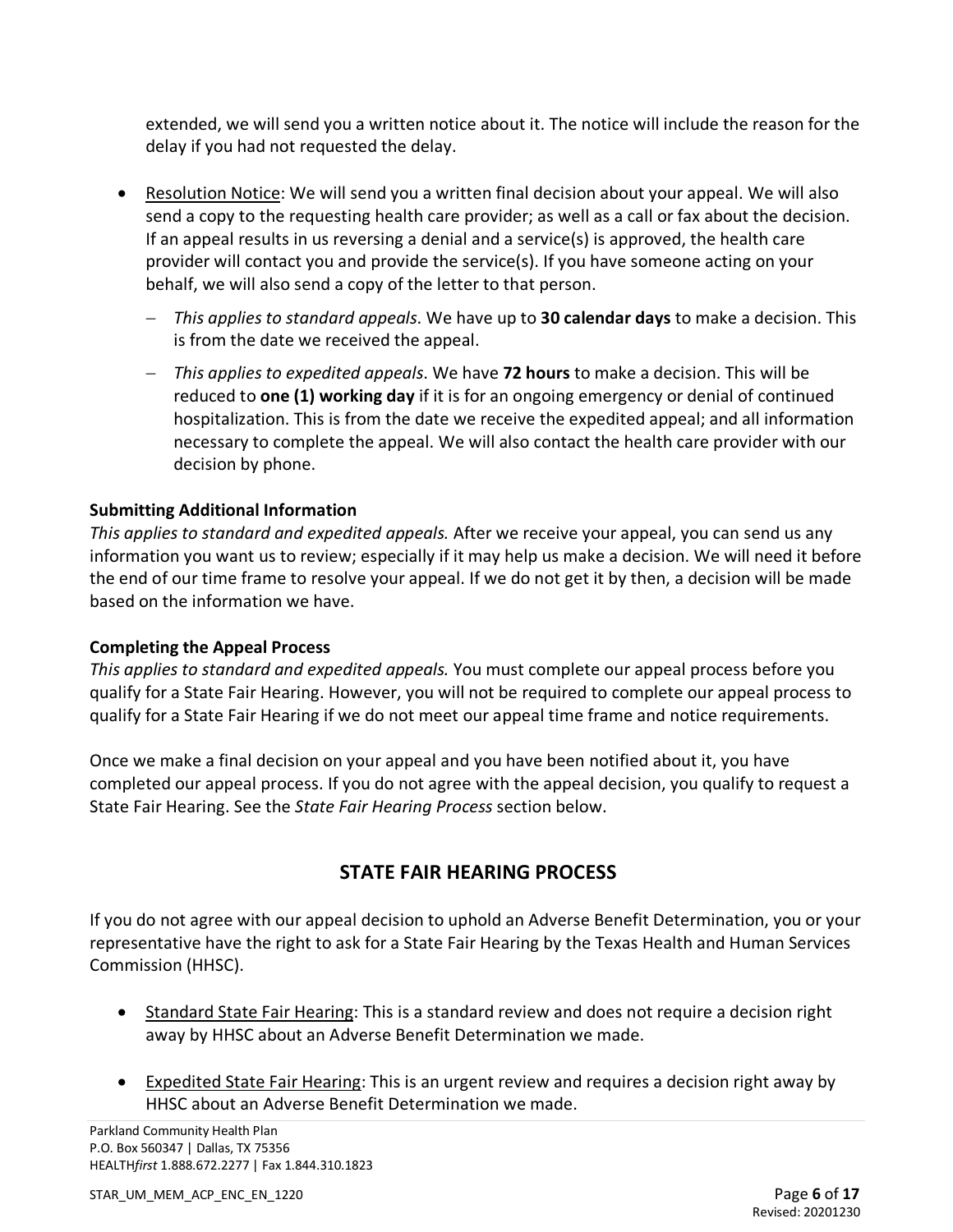extended, we will send you a written notice about it. The notice will include the reason for the delay if you had not requested the delay.

- Resolution Notice: We will send you a written final decision about your appeal. We will also send a copy to the requesting health care provider; as well as a call or fax about the decision. If an appeal results in us reversing a denial and a service(s) is approved, the health care provider will contact you and provide the service(s). If you have someone acting on your behalf, we will also send a copy of the letter to that person.
  - *This applies to standard appeals*. We have up to **30 calendar days** to make a decision. This is from the date we received the appeal.
  - *This applies to expedited appeals*. We have **72 hours** to make a decision. This will be reduced to **one (1) working day** if it is for an ongoing emergency or denial of continued hospitalization. This is from the date we receive the expedited appeal; and all information necessary to complete the appeal. We will also contact the health care provider with our decision by phone.

**Submitting Additional Information**

*This applies to standard and expedited appeals.* After we receive your appeal, you can send us any information you want us to review; especially if it may help us make a decision. We will need it before the end of our time frame to resolve your appeal. If we do not get it by then, a decision will be made based on the information we have.

**Completing the Appeal Process**

*This applies to standard and expedited appeals.* You must complete our appeal process before you qualify for a State Fair Hearing. However, you will not be required to complete our appeal process to qualify for a State Fair Hearing if we do not meet our appeal time frame and notice requirements.

Once we make a final decision on your appeal and you have been notified about it, you have completed our appeal process. If you do not agree with the appeal decision, you qualify to request a State Fair Hearing. See the *State Fair Hearing Process* section below.

## STATE FAIR HEARING PROCESS

If you do not agree with our appeal decision to uphold an Adverse Benefit Determination, you or your representative have the right to ask for a State Fair Hearing by the Texas Health and Human Services Commission (HHSC).

- Standard State Fair Hearing: This is a standard review and does not require a decision right away by HHSC about an Adverse Benefit Determination we made.
- Expedited State Fair Hearing: This is an urgent review and requires a decision right away by HHSC about an Adverse Benefit Determination we made.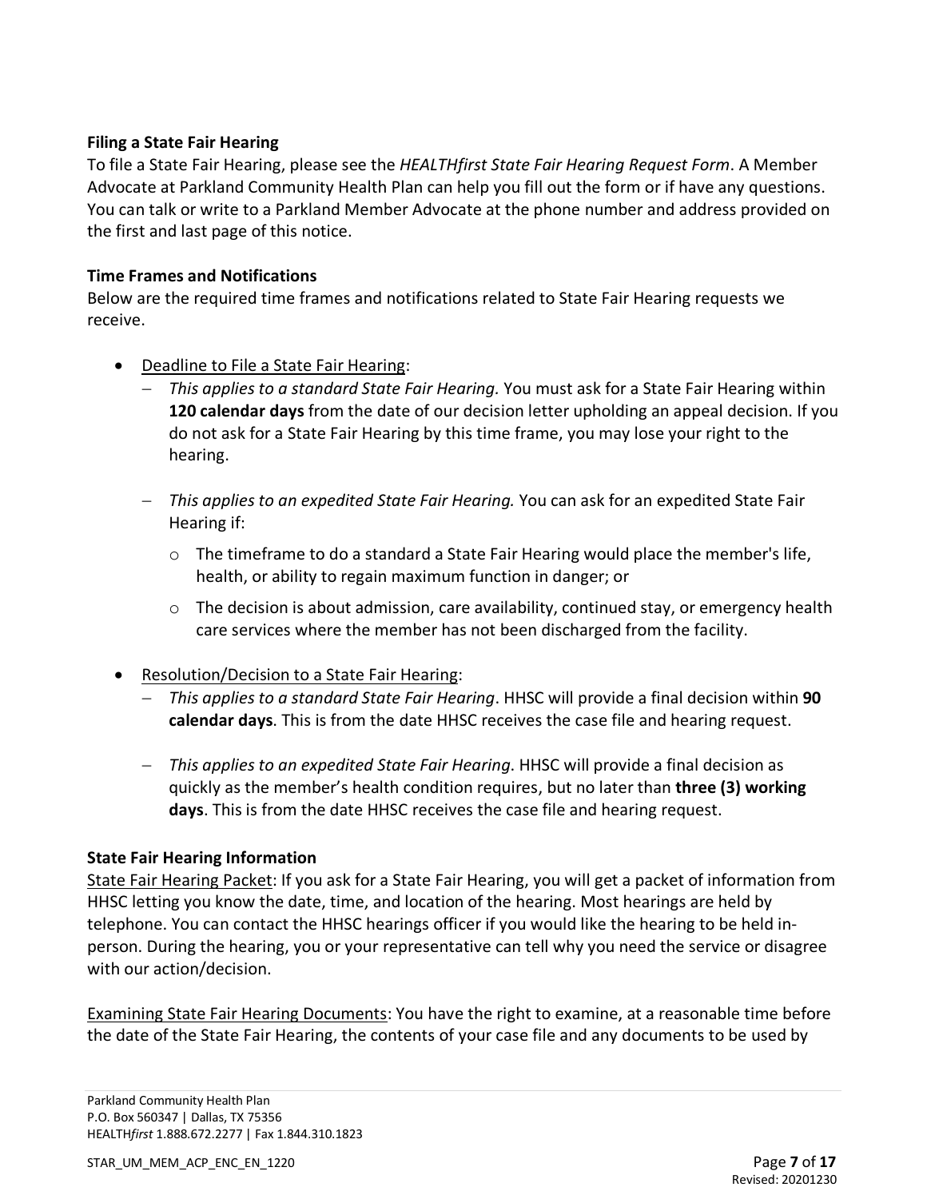**Filing a State Fair Hearing**

To file a State Fair Hearing, please see the *HEALTHfirst State Fair Hearing Request Form*. A Member Advocate at Parkland Community Health Plan can help you fill out the form or if have any questions. You can talk or write to a Parkland Member Advocate at the phone number and address provided on the first and last page of this notice.

**Time Frames and Notifications**

Below are the required time frames and notifications related to State Fair Hearing requests we receive.

- Deadline to File a State Fair Hearing:
  - *This applies to a standard State Fair Hearing.* You must ask for a State Fair Hearing within **120 calendar days** from the date of our decision letter upholding an appeal decision. If you do not ask for a State Fair Hearing by this time frame, you may lose your right to the hearing.
  - *This applies to an expedited State Fair Hearing.* You can ask for an expedited State Fair Hearing if:
    - The timeframe to do a standard a State Fair Hearing would place the member's life, health, or ability to regain maximum function in danger; or
    - The decision is about admission, care availability, continued stay, or emergency health care services where the member has not been discharged from the facility.
- Resolution/Decision to a State Fair Hearing:
  - *This applies to a standard State Fair Hearing*. HHSC will provide a final decision within **90 calendar days**. This is from the date HHSC receives the case file and hearing request.
  - *This applies to an expedited State Fair Hearing*. HHSC will provide a final decision as quickly as the member's health condition requires, but no later than **three (3) working days**. This is from the date HHSC receives the case file and hearing request.

**State Fair Hearing Information**

State Fair Hearing Packet: If you ask for a State Fair Hearing, you will get a packet of information from HHSC letting you know the date, time, and location of the hearing. Most hearings are held by telephone. You can contact the HHSC hearings officer if you would like the hearing to be held in-person. During the hearing, you or your representative can tell why you need the service or disagree with our action/decision.

Examining State Fair Hearing Documents: You have the right to examine, at a reasonable time before the date of the State Fair Hearing, the contents of your case file and any documents to be used by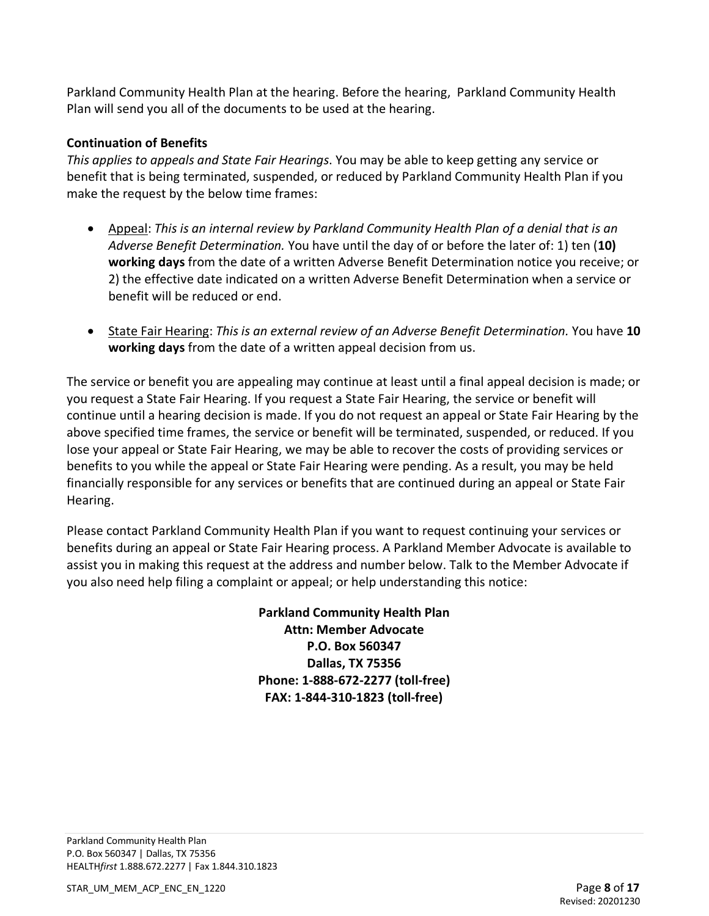Parkland Community Health Plan at the hearing. Before the hearing, Parkland Community Health Plan will send you all of the documents to be used at the hearing.

**Continuation of Benefits**

*This applies to appeals and State Fair Hearings*. You may be able to keep getting any service or benefit that is being terminated, suspended, or reduced by Parkland Community Health Plan if you make the request by the below time frames:

- Appeal: *This is an internal review by Parkland Community Health Plan of a denial that is an Adverse Benefit Determination.* You have until the day of or before the later of: 1) ten (**10) working days** from the date of a written Adverse Benefit Determination notice you receive; or 2) the effective date indicated on a written Adverse Benefit Determination when a service or benefit will be reduced or end.
- State Fair Hearing: *This is an external review of an Adverse Benefit Determination.* You have **10 working days** from the date of a written appeal decision from us.

The service or benefit you are appealing may continue at least until a final appeal decision is made; or you request a State Fair Hearing. If you request a State Fair Hearing, the service or benefit will continue until a hearing decision is made. If you do not request an appeal or State Fair Hearing by the above specified time frames, the service or benefit will be terminated, suspended, or reduced. If you lose your appeal or State Fair Hearing, we may be able to recover the costs of providing services or benefits to you while the appeal or State Fair Hearing were pending. As a result, you may be held financially responsible for any services or benefits that are continued during an appeal or State Fair Hearing.

Please contact Parkland Community Health Plan if you want to request continuing your services or benefits during an appeal or State Fair Hearing process. A Parkland Member Advocate is available to assist you in making this request at the address and number below. Talk to the Member Advocate if you also need help filing a complaint or appeal; or help understanding this notice:

**Parkland Community Health Plan**
**Attn: Member Advocate**
**P.O. Box 560347**
**Dallas, TX 75356**
**Phone: 1-888-672-2277 (toll-free)**
**FAX: 1-844-310-1823 (toll-free)**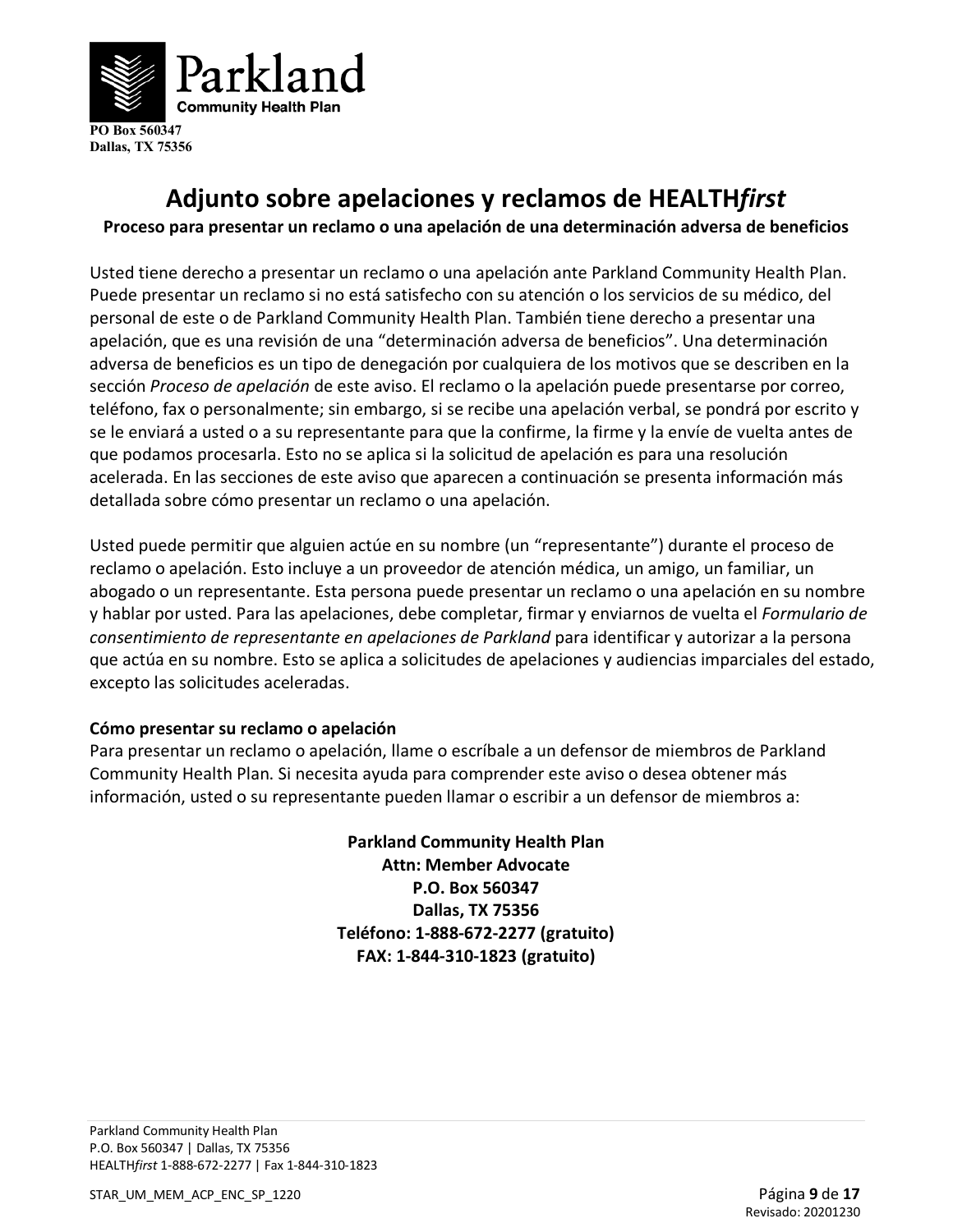Parkland
Community Health Plan
PO Box 560347
Dallas, TX 75356

# Adjunto sobre apelaciones y reclamos de HEALTH*first*

**Proceso para presentar un reclamo o una apelación de una determinación adversa de beneficios**

Usted tiene derecho a presentar un reclamo o una apelación ante Parkland Community Health Plan. Puede presentar un reclamo si no está satisfecho con su atención o los servicios de su médico, del personal de este o de Parkland Community Health Plan. También tiene derecho a presentar una apelación, que es una revisión de una "determinación adversa de beneficios". Una determinación adversa de beneficios es un tipo de denegación por cualquiera de los motivos que se describen en la sección *Proceso de apelación* de este aviso. El reclamo o la apelación puede presentarse por correo, teléfono, fax o personalmente; sin embargo, si se recibe una apelación verbal, se pondrá por escrito y se le enviará a usted o a su representante para que la confirme, la firme y la envíe de vuelta antes de que podamos procesarla. Esto no se aplica si la solicitud de apelación es para una resolución acelerada. En las secciones de este aviso que aparecen a continuación se presenta información más detallada sobre cómo presentar un reclamo o una apelación.

Usted puede permitir que alguien actúe en su nombre (un "representante") durante el proceso de reclamo o apelación. Esto incluye a un proveedor de atención médica, un amigo, un familiar, un abogado o un representante. Esta persona puede presentar un reclamo o una apelación en su nombre y hablar por usted. Para las apelaciones, debe completar, firmar y enviarnos de vuelta el *Formulario de consentimiento de representante en apelaciones de Parkland* para identificar y autorizar a la persona que actúa en su nombre. Esto se aplica a solicitudes de apelaciones y audiencias imparciales del estado, excepto las solicitudes aceleradas.

**Cómo presentar su reclamo o apelación**

Para presentar un reclamo o apelación, llame o escríbale a un defensor de miembros de Parkland Community Health Plan. Si necesita ayuda para comprender este aviso o desea obtener más información, usted o su representante pueden llamar o escribir a un defensor de miembros a:

**Parkland Community Health Plan**
**Attn: Member Advocate**
**P.O. Box 560347**
**Dallas, TX 75356**
**Teléfono: 1-888-672-2277 (gratuito)**
**FAX: 1-844-310-1823 (gratuito)**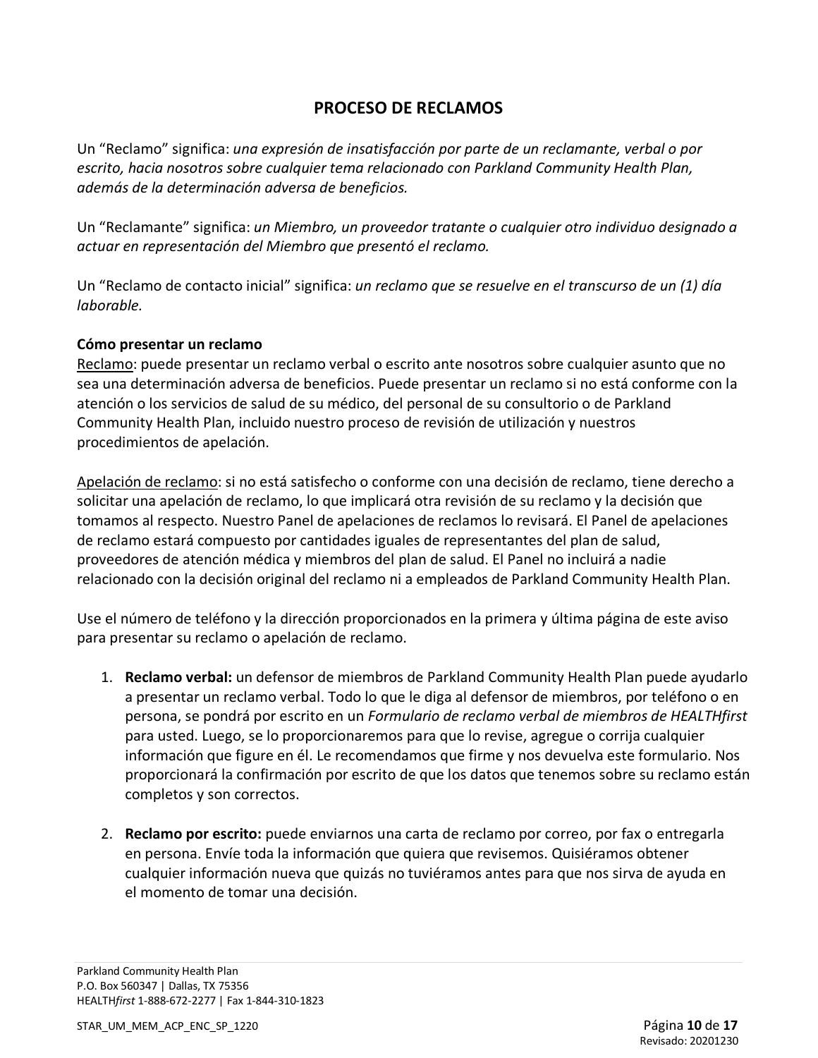## PROCESO DE RECLAMOS

Un "Reclamo" significa: *una expresión de insatisfacción por parte de un reclamante, verbal o por escrito, hacia nosotros sobre cualquier tema relacionado con Parkland Community Health Plan, además de la determinación adversa de beneficios.*

Un "Reclamante" significa: *un Miembro, un proveedor tratante o cualquier otro individuo designado a actuar en representación del Miembro que presentó el reclamo.*

Un "Reclamo de contacto inicial" significa: *un reclamo que se resuelve en el transcurso de un (1) día laborable.*

**Cómo presentar un reclamo**

Reclamo: puede presentar un reclamo verbal o escrito ante nosotros sobre cualquier asunto que no sea una determinación adversa de beneficios. Puede presentar un reclamo si no está conforme con la atención o los servicios de salud de su médico, del personal de su consultorio o de Parkland Community Health Plan, incluido nuestro proceso de revisión de utilización y nuestros procedimientos de apelación.

Apelación de reclamo: si no está satisfecho o conforme con una decisión de reclamo, tiene derecho a solicitar una apelación de reclamo, lo que implicará otra revisión de su reclamo y la decisión que tomamos al respecto. Nuestro Panel de apelaciones de reclamos lo revisará. El Panel de apelaciones de reclamo estará compuesto por cantidades iguales de representantes del plan de salud, proveedores de atención médica y miembros del plan de salud. El Panel no incluirá a nadie relacionado con la decisión original del reclamo ni a empleados de Parkland Community Health Plan.

Use el número de teléfono y la dirección proporcionados en la primera y última página de este aviso para presentar su reclamo o apelación de reclamo.

1. **Reclamo verbal:** un defensor de miembros de Parkland Community Health Plan puede ayudarlo a presentar un reclamo verbal. Todo lo que le diga al defensor de miembros, por teléfono o en persona, se pondrá por escrito en un *Formulario de reclamo verbal de miembros de HEALTHfirst* para usted. Luego, se lo proporcionaremos para que lo revise, agregue o corrija cualquier información que figure en él. Le recomendamos que firme y nos devuelva este formulario. Nos proporcionará la confirmación por escrito de que los datos que tenemos sobre su reclamo están completos y son correctos.

2. **Reclamo por escrito:** puede enviarnos una carta de reclamo por correo, por fax o entregarla en persona. Envíe toda la información que quiera que revisemos. Quisiéramos obtener cualquier información nueva que quizás no tuviéramos antes para que nos sirva de ayuda en el momento de tomar una decisión.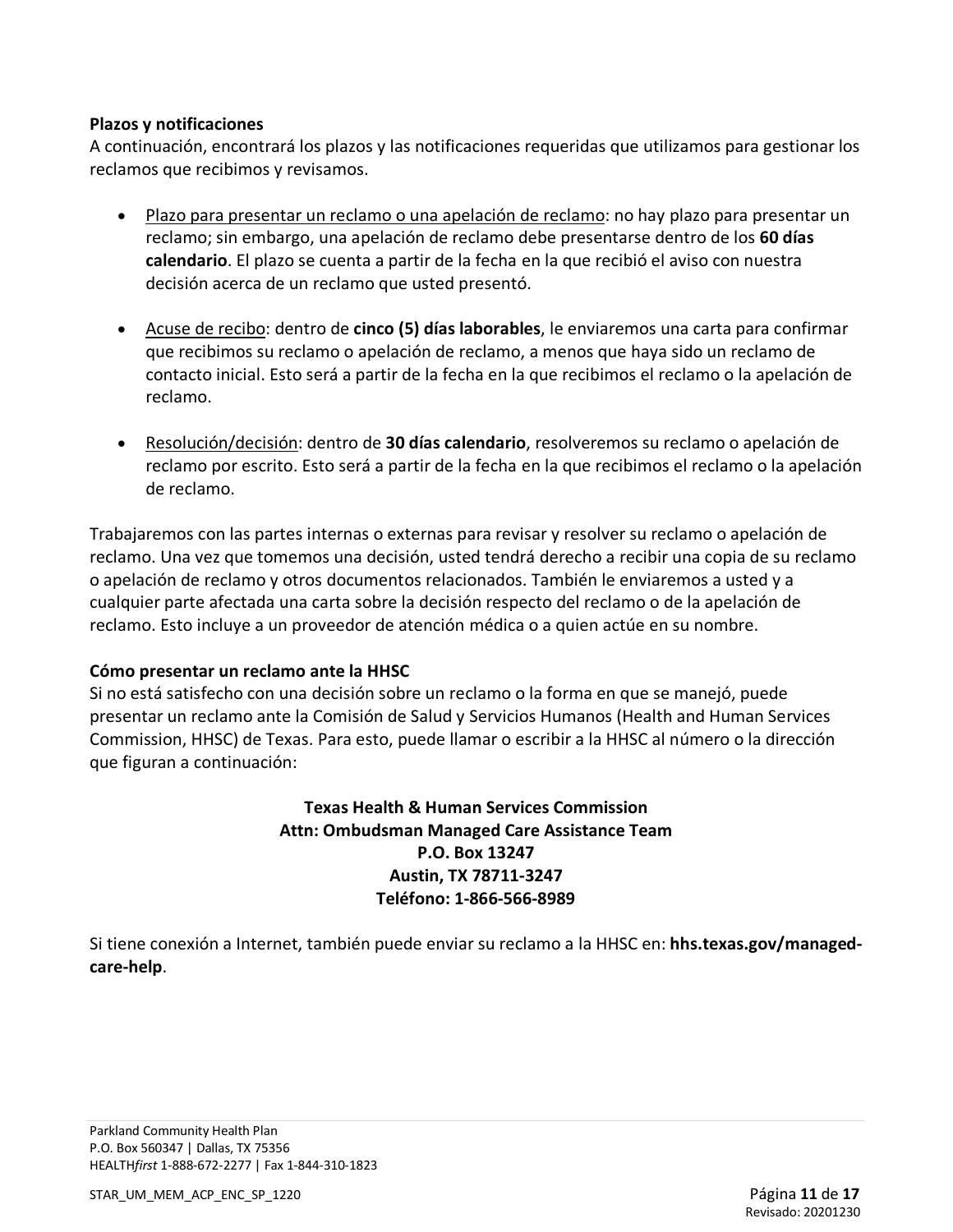**Plazos y notificaciones**

A continuación, encontrará los plazos y las notificaciones requeridas que utilizamos para gestionar los reclamos que recibimos y revisamos.

- <u>Plazo para presentar un reclamo o una apelación de reclamo</u>: no hay plazo para presentar un reclamo; sin embargo, una apelación de reclamo debe presentarse dentro de los **60 días calendario**. El plazo se cuenta a partir de la fecha en la que recibió el aviso con nuestra decisión acerca de un reclamo que usted presentó.

- <u>Acuse de recibo</u>: dentro de **cinco (5) días laborables**, le enviaremos una carta para confirmar que recibimos su reclamo o apelación de reclamo, a menos que haya sido un reclamo de contacto inicial. Esto será a partir de la fecha en la que recibimos el reclamo o la apelación de reclamo.

- <u>Resolución/decisión</u>: dentro de **30 días calendario**, resolveremos su reclamo o apelación de reclamo por escrito. Esto será a partir de la fecha en la que recibimos el reclamo o la apelación de reclamo.

Trabajaremos con las partes internas o externas para revisar y resolver su reclamo o apelación de reclamo. Una vez que tomemos una decisión, usted tendrá derecho a recibir una copia de su reclamo o apelación de reclamo y otros documentos relacionados. También le enviaremos a usted y a cualquier parte afectada una carta sobre la decisión respecto del reclamo o de la apelación de reclamo. Esto incluye a un proveedor de atención médica o a quien actúe en su nombre.

**Cómo presentar un reclamo ante la HHSC**

Si no está satisfecho con una decisión sobre un reclamo o la forma en que se manejó, puede presentar un reclamo ante la Comisión de Salud y Servicios Humanos (Health and Human Services Commission, HHSC) de Texas. Para esto, puede llamar o escribir a la HHSC al número o la dirección que figuran a continuación:

**Texas Health & Human Services Commission**
**Attn: Ombudsman Managed Care Assistance Team**
**P.O. Box 13247**
**Austin, TX 78711-3247**
**Teléfono: 1-866-566-8989**

Si tiene conexión a Internet, también puede enviar su reclamo a la HHSC en: **hhs.texas.gov/managed-care-help**.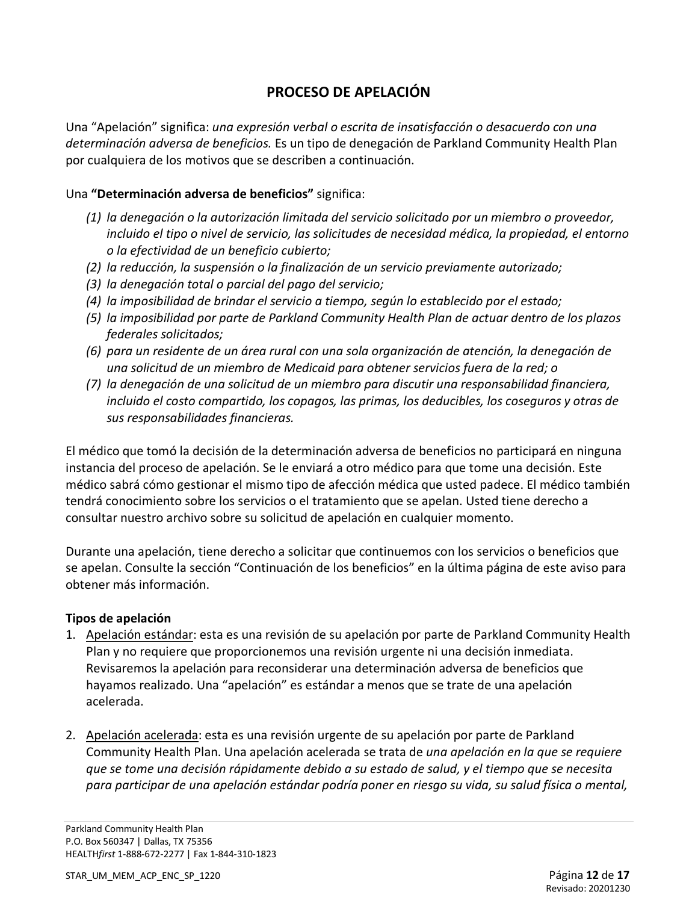# PROCESO DE APELACIÓN

Una "Apelación" significa: *una expresión verbal o escrita de insatisfacción o desacuerdo con una determinación adversa de beneficios.* Es un tipo de denegación de Parkland Community Health Plan por cualquiera de los motivos que se describen a continuación.

Una **"Determinación adversa de beneficios"** significa:

*(1) la denegación o la autorización limitada del servicio solicitado por un miembro o proveedor, incluido el tipo o nivel de servicio, las solicitudes de necesidad médica, la propiedad, el entorno o la efectividad de un beneficio cubierto;*
*(2) la reducción, la suspensión o la finalización de un servicio previamente autorizado;*
*(3) la denegación total o parcial del pago del servicio;*
*(4) la imposibilidad de brindar el servicio a tiempo, según lo establecido por el estado;*
*(5) la imposibilidad por parte de Parkland Community Health Plan de actuar dentro de los plazos federales solicitados;*
*(6) para un residente de un área rural con una sola organización de atención, la denegación de una solicitud de un miembro de Medicaid para obtener servicios fuera de la red; o*
*(7) la denegación de una solicitud de un miembro para discutir una responsabilidad financiera, incluido el costo compartido, los copagos, las primas, los deducibles, los coseguros y otras de sus responsabilidades financieras.*

El médico que tomó la decisión de la determinación adversa de beneficios no participará en ninguna instancia del proceso de apelación. Se le enviará a otro médico para que tome una decisión. Este médico sabrá cómo gestionar el mismo tipo de afección médica que usted padece. El médico también tendrá conocimiento sobre los servicios o el tratamiento que se apelan. Usted tiene derecho a consultar nuestro archivo sobre su solicitud de apelación en cualquier momento.

Durante una apelación, tiene derecho a solicitar que continuemos con los servicios o beneficios que se apelan. Consulte la sección "Continuación de los beneficios" en la última página de este aviso para obtener más información.

**Tipos de apelación**

1. <u>Apelación estándar</u>: esta es una revisión de su apelación por parte de Parkland Community Health Plan y no requiere que proporcionemos una revisión urgente ni una decisión inmediata. Revisaremos la apelación para reconsiderar una determinación adversa de beneficios que hayamos realizado. Una "apelación" es estándar a menos que se trate de una apelación acelerada.

2. <u>Apelación acelerada</u>: esta es una revisión urgente de su apelación por parte de Parkland Community Health Plan. Una apelación acelerada se trata de *una apelación en la que se requiere que se tome una decisión rápidamente debido a su estado de salud, y el tiempo que se necesita para participar de una apelación estándar podría poner en riesgo su vida, su salud física o mental,*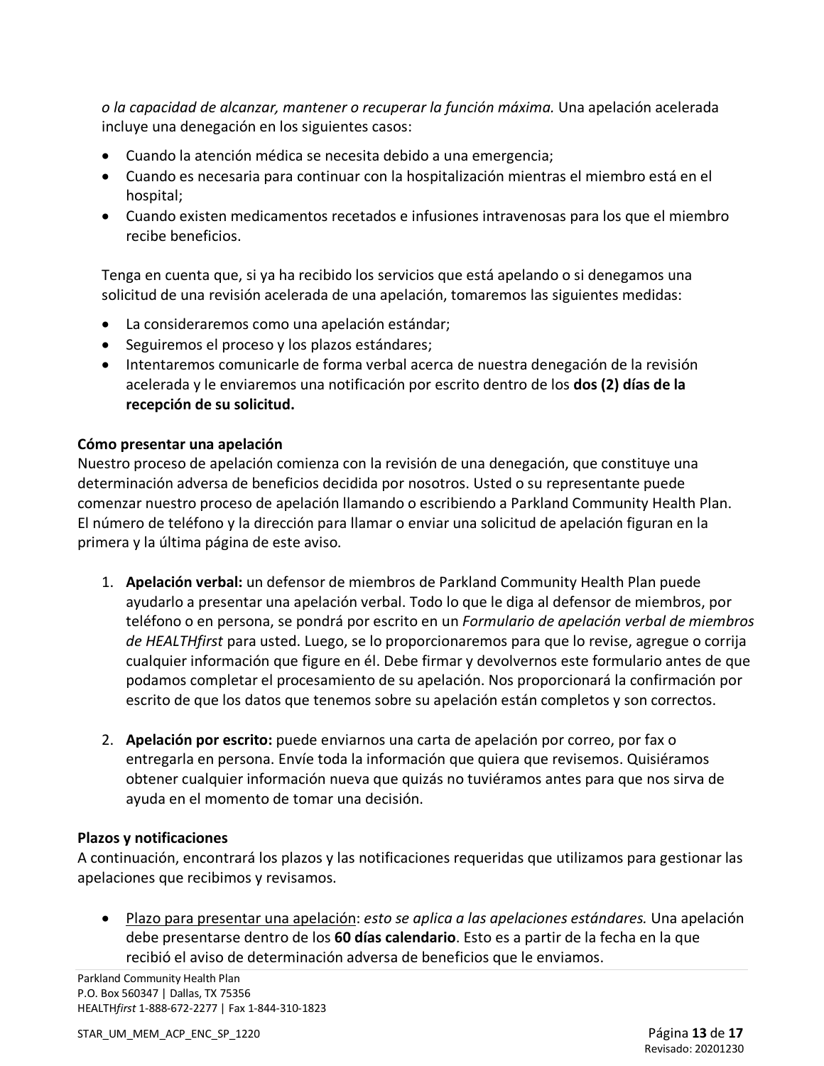*o la capacidad de alcanzar, mantener o recuperar la función máxima.* Una apelación acelerada incluye una denegación en los siguientes casos:

- Cuando la atención médica se necesita debido a una emergencia;
- Cuando es necesaria para continuar con la hospitalización mientras el miembro está en el hospital;
- Cuando existen medicamentos recetados e infusiones intravenosas para los que el miembro recibe beneficios.

Tenga en cuenta que, si ya ha recibido los servicios que está apelando o si denegamos una solicitud de una revisión acelerada de una apelación, tomaremos las siguientes medidas:

- La consideraremos como una apelación estándar;
- Seguiremos el proceso y los plazos estándares;
- Intentaremos comunicarle de forma verbal acerca de nuestra denegación de la revisión acelerada y le enviaremos una notificación por escrito dentro de los **dos (2) días de la recepción de su solicitud.**

**Cómo presentar una apelación**

Nuestro proceso de apelación comienza con la revisión de una denegación, que constituye una determinación adversa de beneficios decidida por nosotros. Usted o su representante puede comenzar nuestro proceso de apelación llamando o escribiendo a Parkland Community Health Plan. El número de teléfono y la dirección para llamar o enviar una solicitud de apelación figuran en la primera y la última página de este aviso.

1. **Apelación verbal:** un defensor de miembros de Parkland Community Health Plan puede ayudarlo a presentar una apelación verbal. Todo lo que le diga al defensor de miembros, por teléfono o en persona, se pondrá por escrito en un *Formulario de apelación verbal de miembros de HEALTHfirst* para usted. Luego, se lo proporcionaremos para que lo revise, agregue o corrija cualquier información que figure en él. Debe firmar y devolvernos este formulario antes de que podamos completar el procesamiento de su apelación. Nos proporcionará la confirmación por escrito de que los datos que tenemos sobre su apelación están completos y son correctos.

2. **Apelación por escrito:** puede enviarnos una carta de apelación por correo, por fax o entregarla en persona. Envíe toda la información que quiera que revisemos. Quisiéramos obtener cualquier información nueva que quizás no tuviéramos antes para que nos sirva de ayuda en el momento de tomar una decisión.

**Plazos y notificaciones**

A continuación, encontrará los plazos y las notificaciones requeridas que utilizamos para gestionar las apelaciones que recibimos y revisamos.

- Plazo para presentar una apelación: *esto se aplica a las apelaciones estándares.* Una apelación debe presentarse dentro de los **60 días calendario**. Esto es a partir de la fecha en la que recibió el aviso de determinación adversa de beneficios que le enviamos.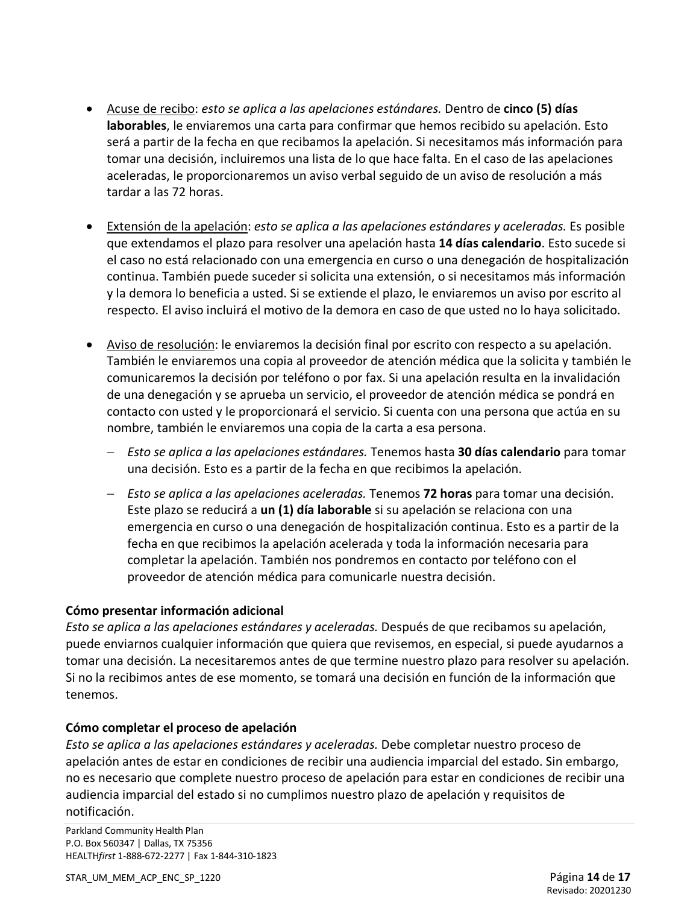- Acuse de recibo: *esto se aplica a las apelaciones estándares.* Dentro de **cinco (5) días laborables**, le enviaremos una carta para confirmar que hemos recibido su apelación. Esto será a partir de la fecha en que recibamos la apelación. Si necesitamos más información para tomar una decisión, incluiremos una lista de lo que hace falta. En el caso de las apelaciones aceleradas, le proporcionaremos un aviso verbal seguido de un aviso de resolución a más tardar a las 72 horas.

- Extensión de la apelación: *esto se aplica a las apelaciones estándares y aceleradas.* Es posible que extendamos el plazo para resolver una apelación hasta **14 días calendario**. Esto sucede si el caso no está relacionado con una emergencia en curso o una denegación de hospitalización continua. También puede suceder si solicita una extensión, o si necesitamos más información y la demora lo beneficia a usted. Si se extiende el plazo, le enviaremos un aviso por escrito al respecto. El aviso incluirá el motivo de la demora en caso de que usted no lo haya solicitado.

- Aviso de resolución: le enviaremos la decisión final por escrito con respecto a su apelación. También le enviaremos una copia al proveedor de atención médica que la solicita y también le comunicaremos la decisión por teléfono o por fax. Si una apelación resulta en la invalidación de una denegación y se aprueba un servicio, el proveedor de atención médica se pondrá en contacto con usted y le proporcionará el servicio. Si cuenta con una persona que actúa en su nombre, también le enviaremos una copia de la carta a esa persona.
  - *Esto se aplica a las apelaciones estándares.* Tenemos hasta **30 días calendario** para tomar una decisión. Esto es a partir de la fecha en que recibimos la apelación.
  - *Esto se aplica a las apelaciones aceleradas.* Tenemos **72 horas** para tomar una decisión. Este plazo se reducirá a **un (1) día laborable** si su apelación se relaciona con una emergencia en curso o una denegación de hospitalización continua. Esto es a partir de la fecha en que recibimos la apelación acelerada y toda la información necesaria para completar la apelación. También nos pondremos en contacto por teléfono con el proveedor de atención médica para comunicarle nuestra decisión.

**Cómo presentar información adicional**
*Esto se aplica a las apelaciones estándares y aceleradas.* Después de que recibamos su apelación, puede enviarnos cualquier información que quiera que revisemos, en especial, si puede ayudarnos a tomar una decisión. La necesitaremos antes de que termine nuestro plazo para resolver su apelación. Si no la recibimos antes de ese momento, se tomará una decisión en función de la información que tenemos.

**Cómo completar el proceso de apelación**
*Esto se aplica a las apelaciones estándares y aceleradas.* Debe completar nuestro proceso de apelación antes de estar en condiciones de recibir una audiencia imparcial del estado. Sin embargo, no es necesario que complete nuestro proceso de apelación para estar en condiciones de recibir una audiencia imparcial del estado si no cumplimos nuestro plazo de apelación y requisitos de notificación.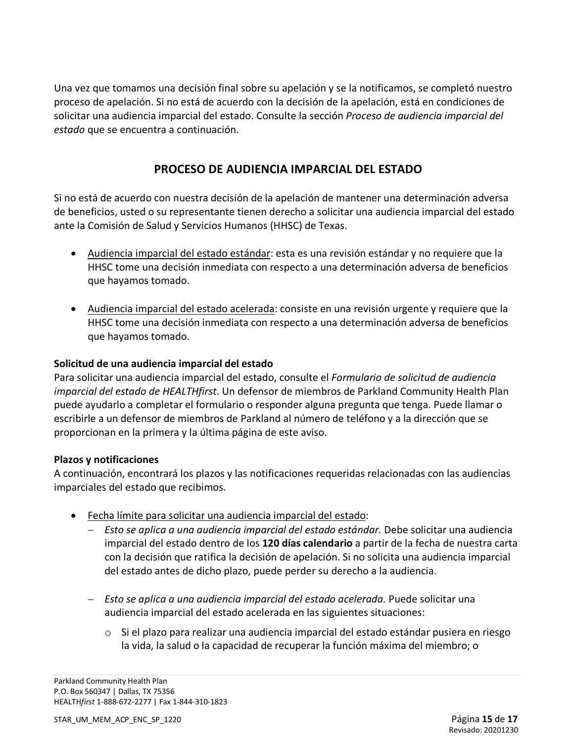Una vez que tomamos una decisión final sobre su apelación y se la notificamos, se completó nuestro proceso de apelación. Si no está de acuerdo con la decisión de la apelación, está en condiciones de solicitar una audiencia imparcial del estado. Consulte la sección *Proceso de audiencia imparcial del estado* que se encuentra a continuación.

## PROCESO DE AUDIENCIA IMPARCIAL DEL ESTADO

Si no está de acuerdo con nuestra decisión de la apelación de mantener una determinación adversa de beneficios, usted o su representante tienen derecho a solicitar una audiencia imparcial del estado ante la Comisión de Salud y Servicios Humanos (HHSC) de Texas.

- <u>Audiencia imparcial del estado estándar</u>: esta es una revisión estándar y no requiere que la HHSC tome una decisión inmediata con respecto a una determinación adversa de beneficios que hayamos tomado.

- <u>Audiencia imparcial del estado acelerada</u>: consiste en una revisión urgente y requiere que la HHSC tome una decisión inmediata con respecto a una determinación adversa de beneficios que hayamos tomado.

**Solicitud de una audiencia imparcial del estado**

Para solicitar una audiencia imparcial del estado, consulte el *Formulario de solicitud de audiencia imparcial del estado de HEALTHfirst*. Un defensor de miembros de Parkland Community Health Plan puede ayudarlo a completar el formulario o responder alguna pregunta que tenga. Puede llamar o escribirle a un defensor de miembros de Parkland al número de teléfono y a la dirección que se proporcionan en la primera y la última página de este aviso.

**Plazos y notificaciones**

A continuación, encontrará los plazos y las notificaciones requeridas relacionadas con las audiencias imparciales del estado que recibimos.

- <u>Fecha límite para solicitar una audiencia imparcial del estado</u>:
  - *Esto se aplica a una audiencia imparcial del estado estándar.* Debe solicitar una audiencia imparcial del estado dentro de los **120 días calendario** a partir de la fecha de nuestra carta con la decisión que ratifica la decisión de apelación. Si no solicita una audiencia imparcial del estado antes de dicho plazo, puede perder su derecho a la audiencia.

  - *Esto se aplica a una audiencia imparcial del estado acelerada.* Puede solicitar una audiencia imparcial del estado acelerada en las siguientes situaciones:

    - Si el plazo para realizar una audiencia imparcial del estado estándar pusiera en riesgo la vida, la salud o la capacidad de recuperar la función máxima del miembro; o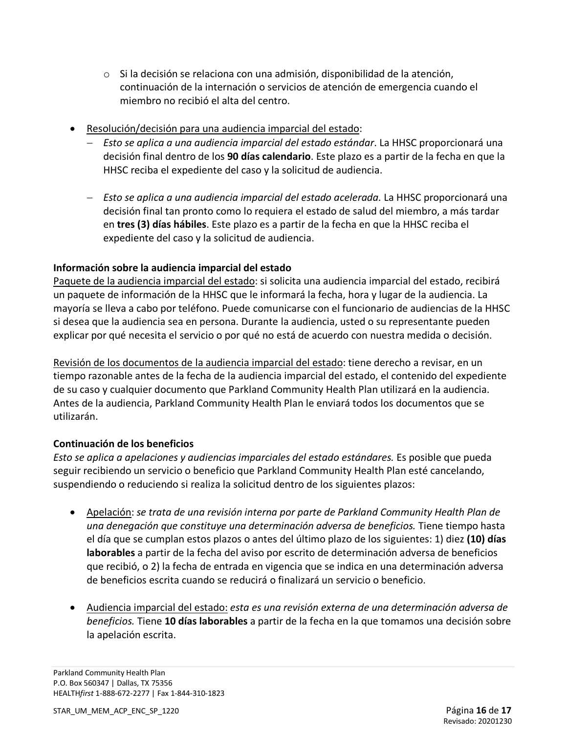- Si la decisión se relaciona con una admisión, disponibilidad de la atención, continuación de la internación o servicios de atención de emergencia cuando el miembro no recibió el alta del centro.

- Resolución/decisión para una audiencia imparcial del estado:
  - *Esto se aplica a una audiencia imparcial del estado estándar*. La HHSC proporcionará una decisión final dentro de los **90 días calendario**. Este plazo es a partir de la fecha en que la HHSC reciba el expediente del caso y la solicitud de audiencia.
  - *Esto se aplica a una audiencia imparcial del estado acelerada.* La HHSC proporcionará una decisión final tan pronto como lo requiera el estado de salud del miembro, a más tardar en **tres (3) días hábiles**. Este plazo es a partir de la fecha en que la HHSC reciba el expediente del caso y la solicitud de audiencia.

**Información sobre la audiencia imparcial del estado**

Paquete de la audiencia imparcial del estado: si solicita una audiencia imparcial del estado, recibirá un paquete de información de la HHSC que le informará la fecha, hora y lugar de la audiencia. La mayoría se lleva a cabo por teléfono. Puede comunicarse con el funcionario de audiencias de la HHSC si desea que la audiencia sea en persona. Durante la audiencia, usted o su representante pueden explicar por qué necesita el servicio o por qué no está de acuerdo con nuestra medida o decisión.

Revisión de los documentos de la audiencia imparcial del estado: tiene derecho a revisar, en un tiempo razonable antes de la fecha de la audiencia imparcial del estado, el contenido del expediente de su caso y cualquier documento que Parkland Community Health Plan utilizará en la audiencia. Antes de la audiencia, Parkland Community Health Plan le enviará todos los documentos que se utilizarán.

**Continuación de los beneficios**

*Esto se aplica a apelaciones y audiencias imparciales del estado estándares.* Es posible que pueda seguir recibiendo un servicio o beneficio que Parkland Community Health Plan esté cancelando, suspendiendo o reduciendo si realiza la solicitud dentro de los siguientes plazos:

- Apelación: *se trata de una revisión interna por parte de Parkland Community Health Plan de una denegación que constituye una determinación adversa de beneficios.* Tiene tiempo hasta el día que se cumplan estos plazos o antes del último plazo de los siguientes: 1) diez **(10) días laborables** a partir de la fecha del aviso por escrito de determinación adversa de beneficios que recibió, o 2) la fecha de entrada en vigencia que se indica en una determinación adversa de beneficios escrita cuando se reducirá o finalizará un servicio o beneficio.

- Audiencia imparcial del estado: *esta es una revisión externa de una determinación adversa de beneficios.* Tiene **10 días laborables** a partir de la fecha en la que tomamos una decisión sobre la apelación escrita.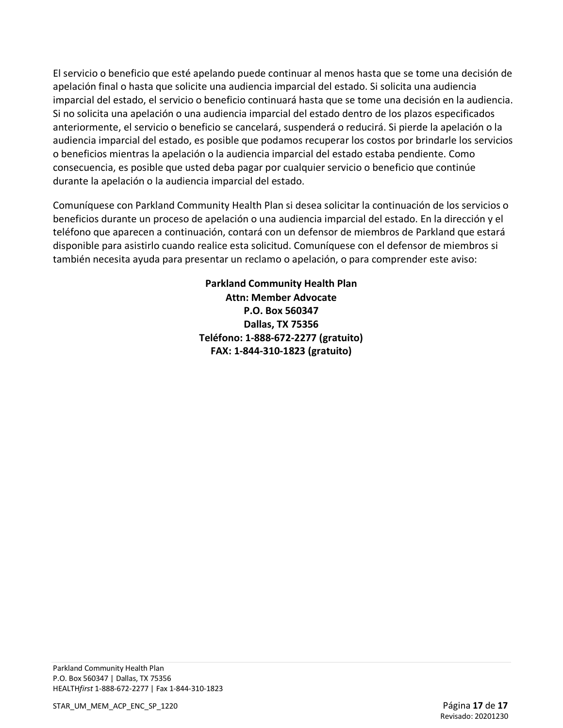El servicio o beneficio que esté apelando puede continuar al menos hasta que se tome una decisión de apelación final o hasta que solicite una audiencia imparcial del estado. Si solicita una audiencia imparcial del estado, el servicio o beneficio continuará hasta que se tome una decisión en la audiencia. Si no solicita una apelación o una audiencia imparcial del estado dentro de los plazos especificados anteriormente, el servicio o beneficio se cancelará, suspenderá o reducirá. Si pierde la apelación o la audiencia imparcial del estado, es posible que podamos recuperar los costos por brindarle los servicios o beneficios mientras la apelación o la audiencia imparcial del estado estaba pendiente. Como consecuencia, es posible que usted deba pagar por cualquier servicio o beneficio que continúe durante la apelación o la audiencia imparcial del estado.

Comuníquese con Parkland Community Health Plan si desea solicitar la continuación de los servicios o beneficios durante un proceso de apelación o una audiencia imparcial del estado. En la dirección y el teléfono que aparecen a continuación, contará con un defensor de miembros de Parkland que estará disponible para asistirlo cuando realice esta solicitud. Comuníquese con el defensor de miembros si también necesita ayuda para presentar un reclamo o apelación, o para comprender este aviso:

**Parkland Community Health Plan**
**Attn: Member Advocate**
**P.O. Box 560347**
**Dallas, TX 75356**
**Teléfono: 1-888-672-2277 (gratuito)**
**FAX: 1-844-310-1823 (gratuito)**